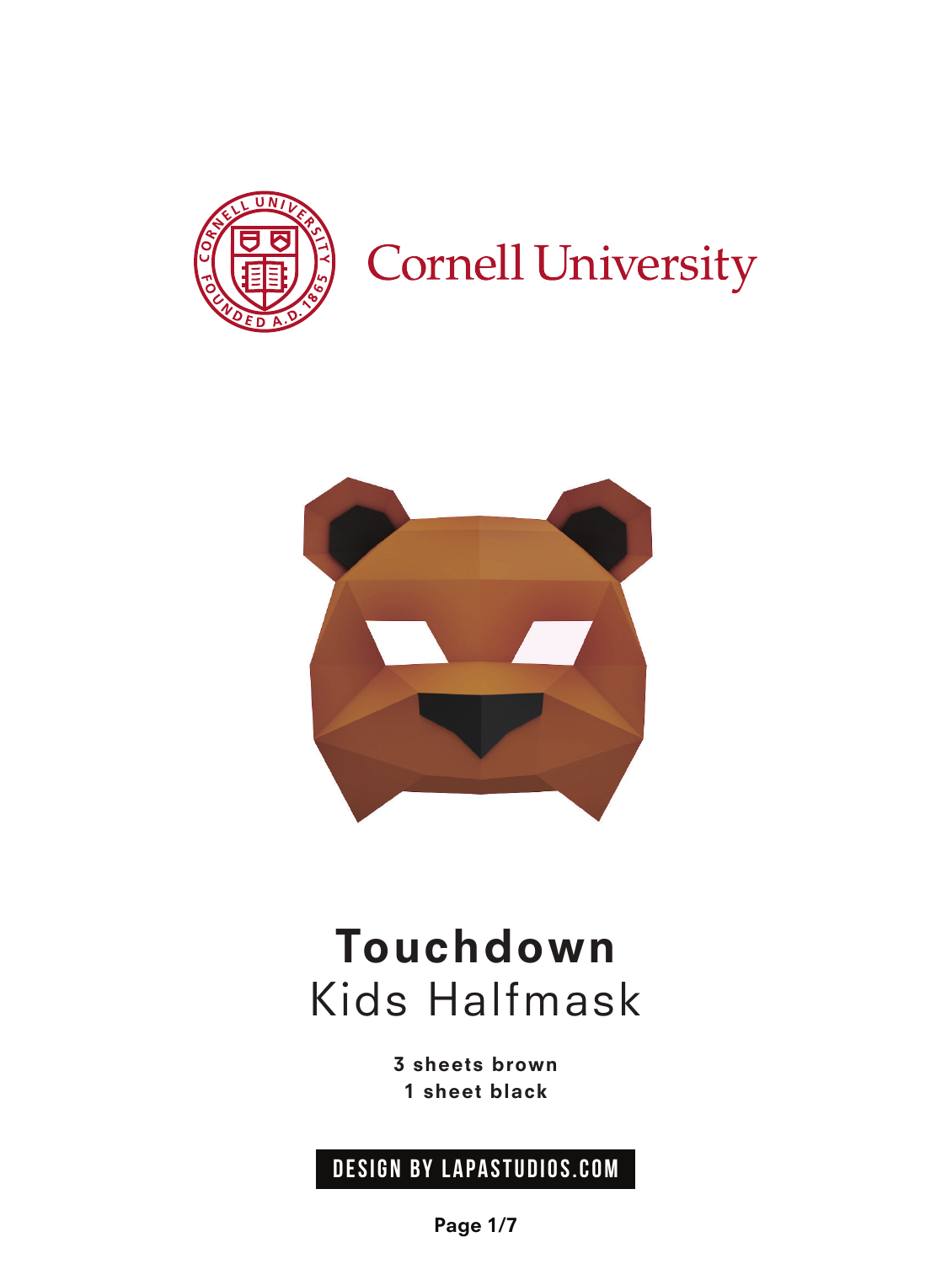Cornell University

# Touchdown

## Kids Halfmask

**3 sheets brown**
**1 sheet black**

DESIGN BY LAPASTUDIOS.COM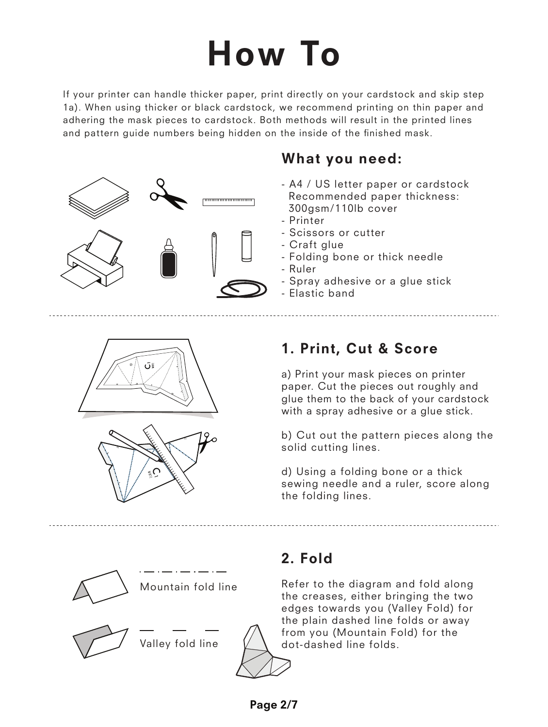# How To

If your printer can handle thicker paper, print directly on your cardstock and skip step 1a). When using thicker or black cardstock, we recommend printing on thin paper and adhering the mask pieces to cardstock. Both methods will result in the printed lines and pattern guide numbers being hidden on the inside of the finished mask.

## What you need:

- A4 / US letter paper or cardstock
  Recommended paper thickness: 300gsm/110lb cover
- Printer
- Scissors or cutter
- Craft glue
- Folding bone or thick needle
- Ruler
- Spray adhesive or a glue stick
- Elastic band

## 1. Print, Cut & Score

a) Print your mask pieces on printer paper. Cut the pieces out roughly and glue them to the back of your cardstock with a spray adhesive or a glue stick.

b) Cut out the pattern pieces along the solid cutting lines.

d) Using a folding bone or a thick sewing needle and a ruler, score along the folding lines.

## 2. Fold

Mountain fold line

Valley fold line

Refer to the diagram and fold along the creases, either bringing the two edges towards you (Valley Fold) for the plain dashed line folds or away from you (Mountain Fold) for the dot-dashed line folds.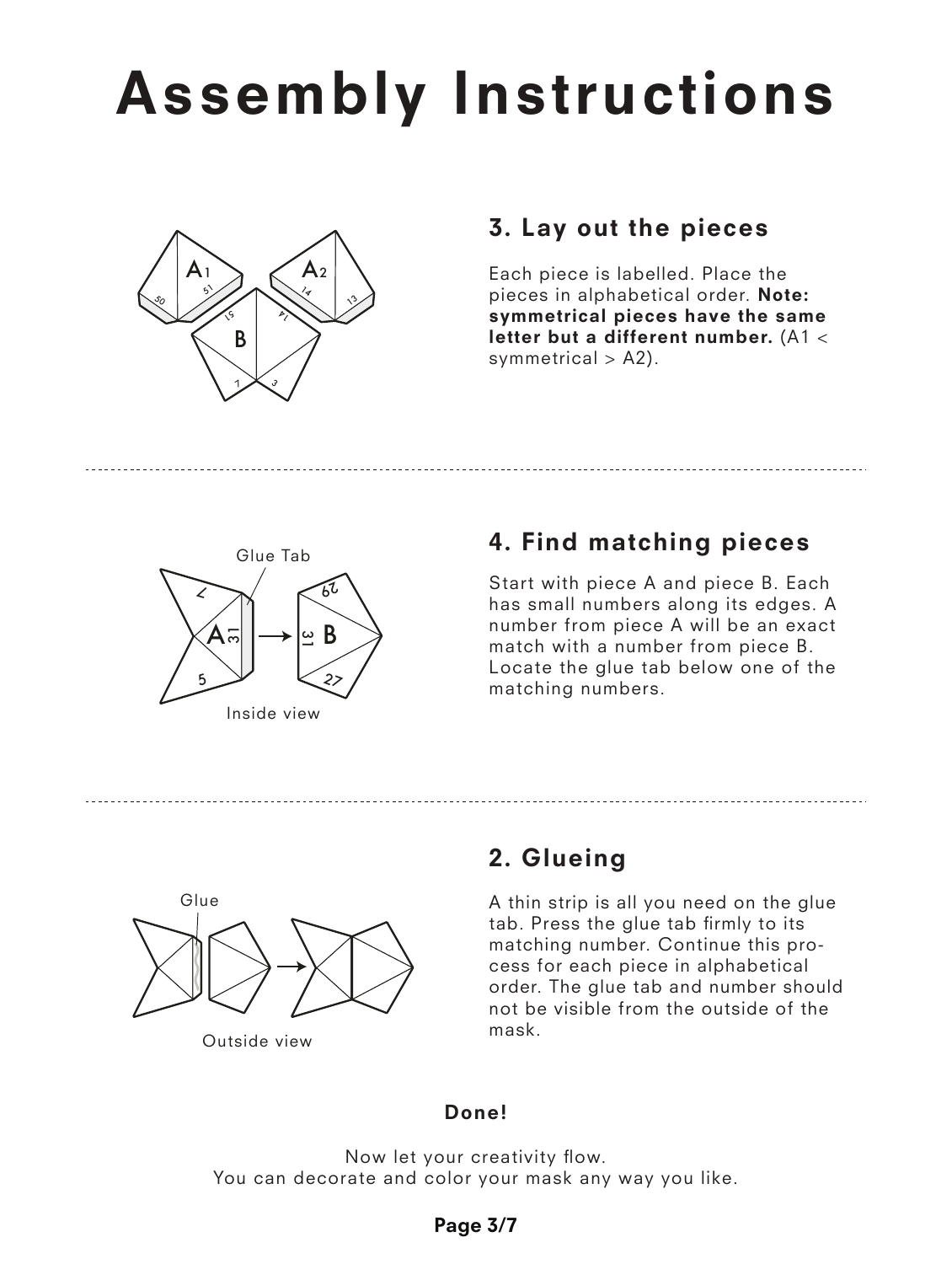# Assembly Instructions

## 3. Lay out the pieces

Each piece is labelled. Place the pieces in alphabetical order. **Note: symmetrical pieces have the same letter but a different number.** (A1 < symmetrical > A2).

## 4. Find matching pieces

Start with piece A and piece B. Each has small numbers along its edges. A number from piece A will be an exact match with a number from piece B. Locate the glue tab below one of the matching numbers.

## 2. Glueing

A thin strip is all you need on the glue tab. Press the glue tab firmly to its matching number. Continue this process for each piece in alphabetical order. The glue tab and number should not be visible from the outside of the mask.

**Done!**

Now let your creativity flow.
You can decorate and color your mask any way you like.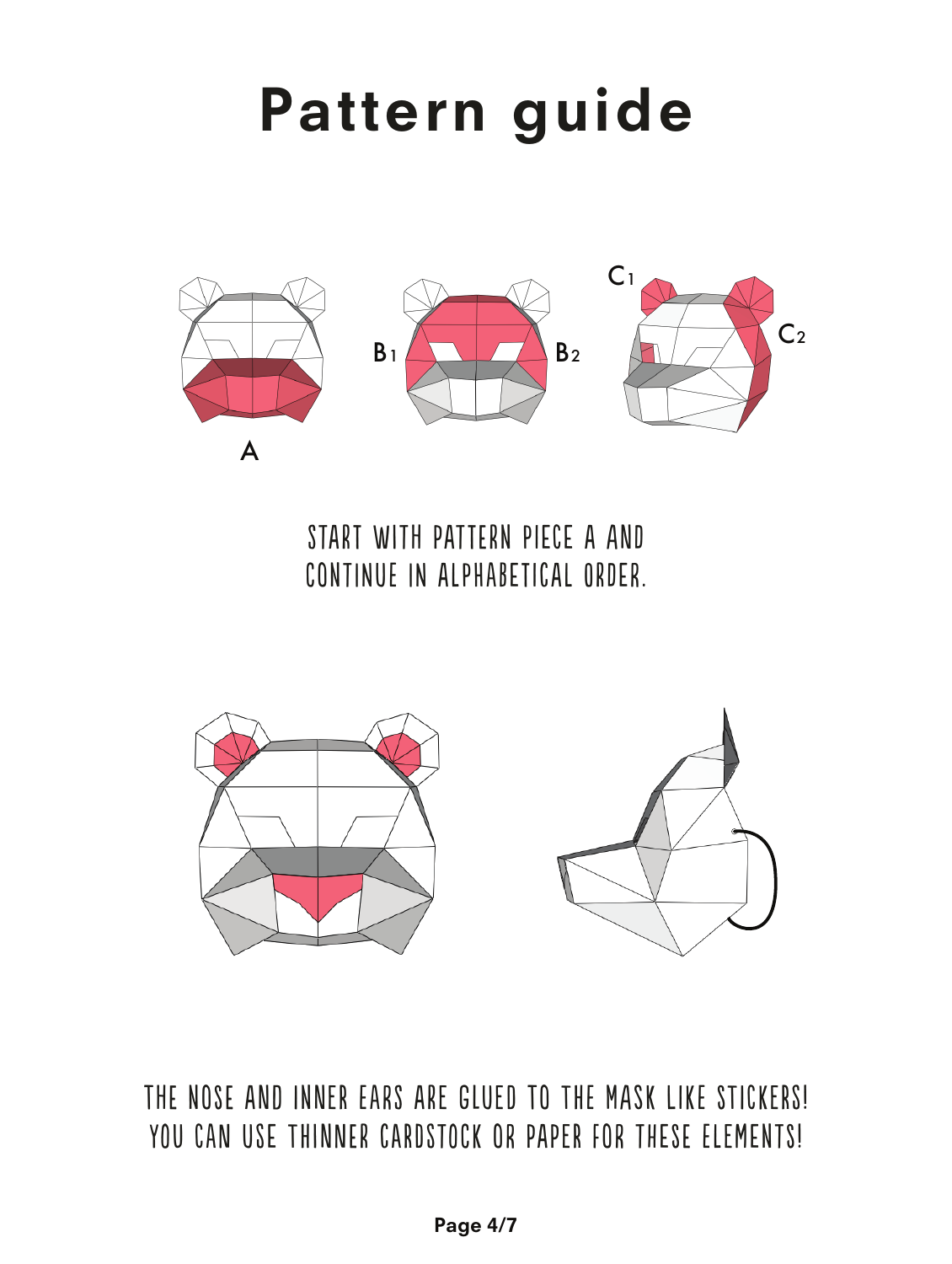# Pattern guide

A

B1 B2

C1 C2

START WITH PATTERN PIECE A AND CONTINUE IN ALPHABETICAL ORDER.

THE NOSE AND INNER EARS ARE GLUED TO THE MASK LIKE STICKERS! YOU CAN USE THINNER CARDSTOCK OR PAPER FOR THESE ELEMENTS!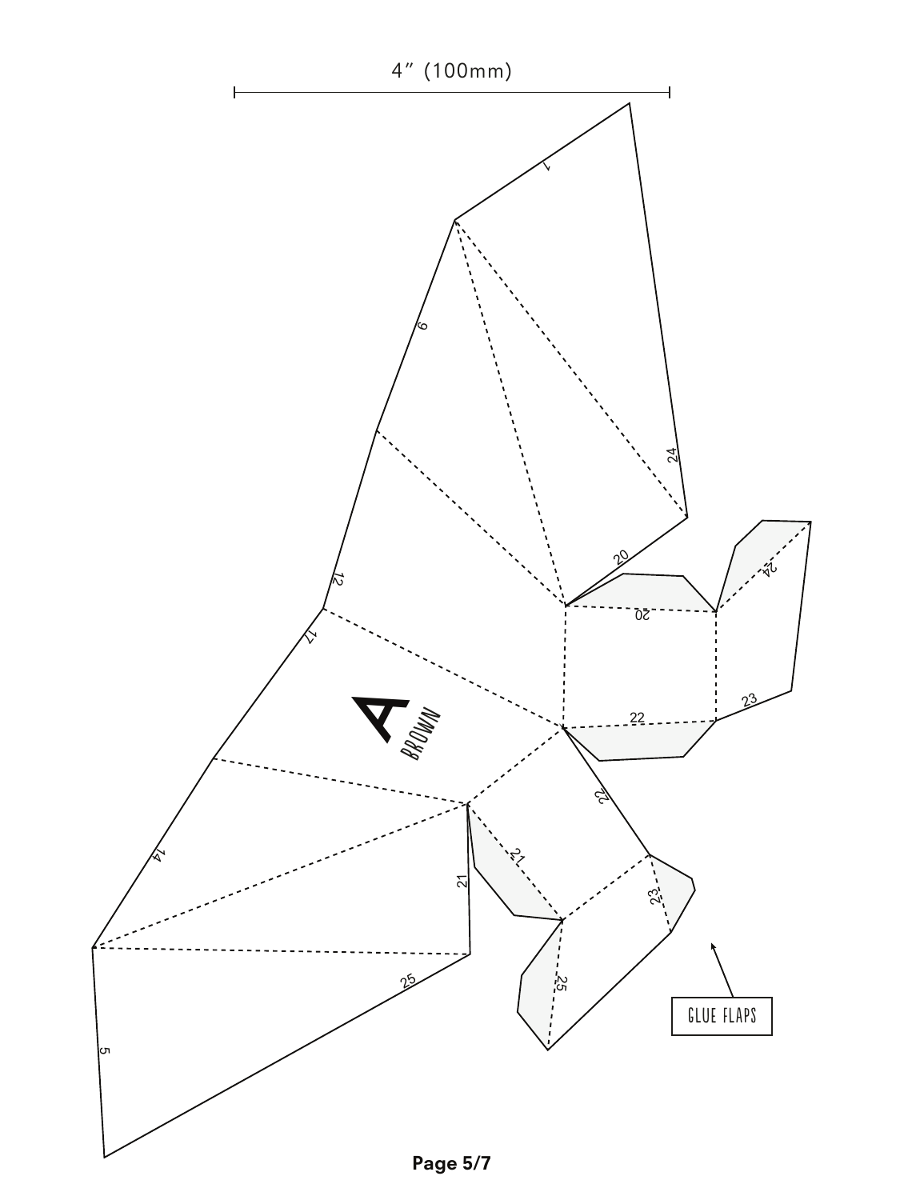4″ (100mm)

1

9

24

20

24

20

12

17

A BROWN

22

23

14

22

21

21

23

25

25

GLUE FLAPS

5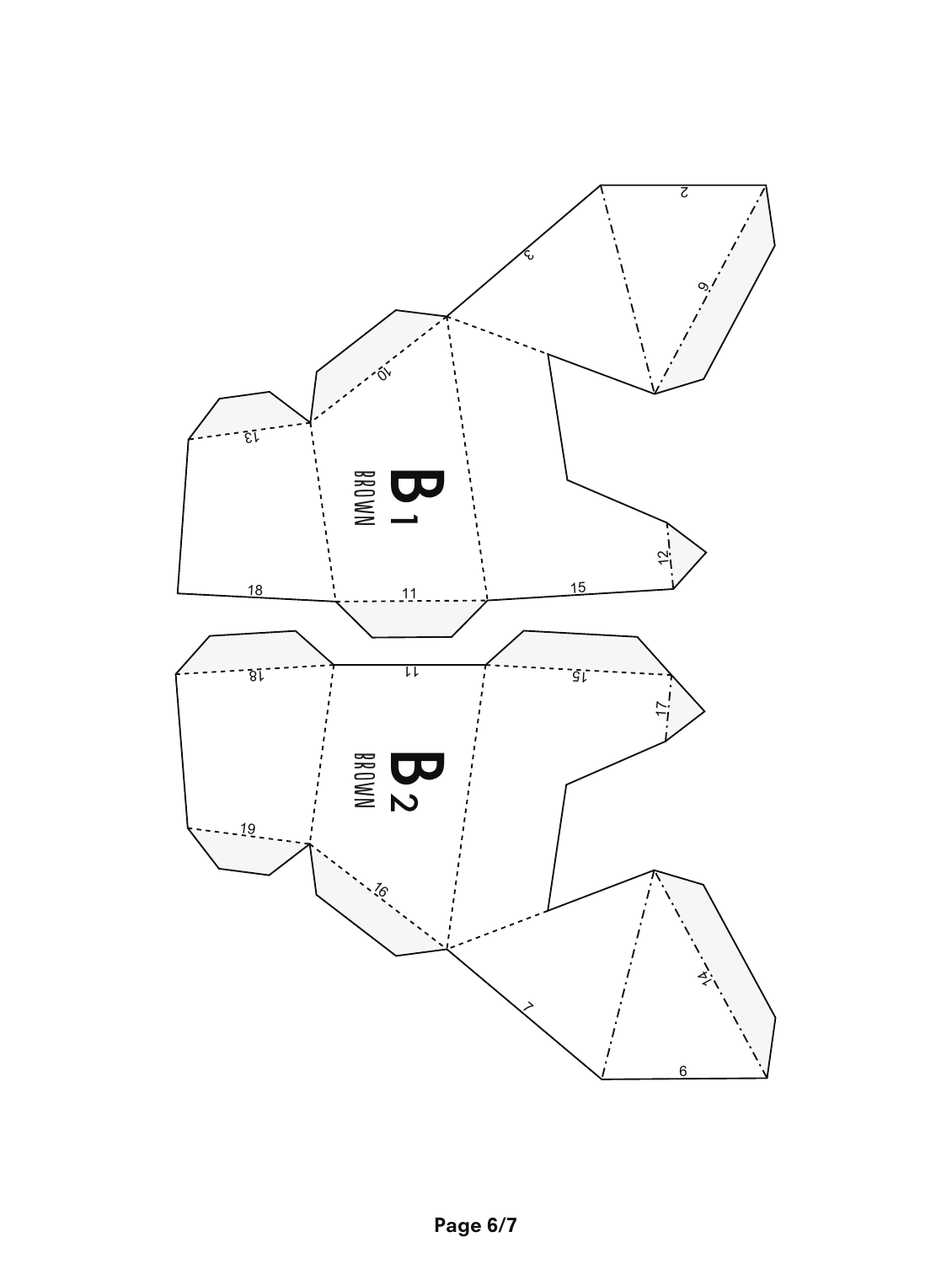B1
BROWN

2

3

9

10

13

12

18

11

15

B2
BROWN

18

11

15

17

19

16

7

14

6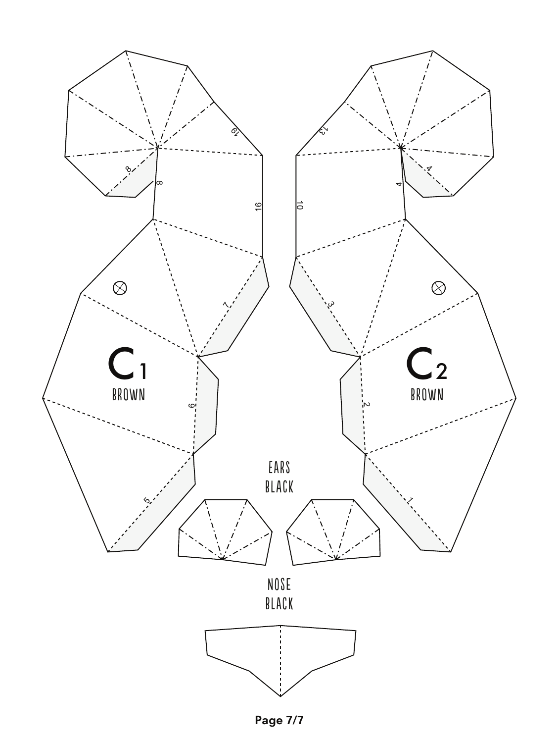C1
BROWN

C2
BROWN

EARS
BLACK

NOSE
BLACK